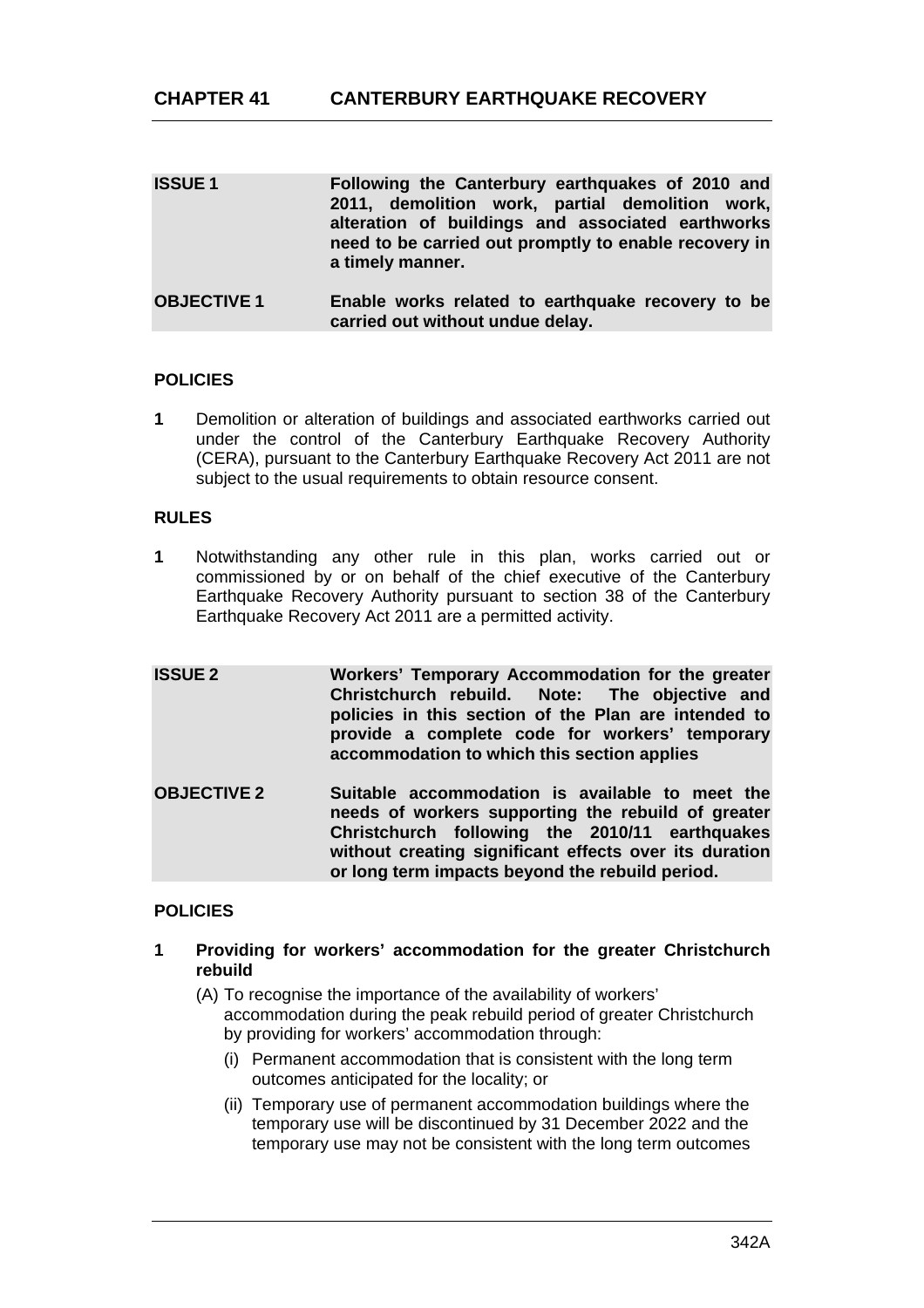# CHAPTER 41 CANTERBURY EARTHQUAKE RECOVERY

**ISSUE 1** **Following the Canterbury earthquakes of 2010 and 2011, demolition work, partial demolition work, alteration of buildings and associated earthworks need to be carried out promptly to enable recovery in a timely manner.**

**OBJECTIVE 1** **Enable works related to earthquake recovery to be carried out without undue delay.**

## POLICIES

**1** Demolition or alteration of buildings and associated earthworks carried out under the control of the Canterbury Earthquake Recovery Authority (CERA), pursuant to the Canterbury Earthquake Recovery Act 2011 are not subject to the usual requirements to obtain resource consent.

## RULES

**1** Notwithstanding any other rule in this plan, works carried out or commissioned by or on behalf of the chief executive of the Canterbury Earthquake Recovery Authority pursuant to section 38 of the Canterbury Earthquake Recovery Act 2011 are a permitted activity.

**ISSUE 2** **Workers' Temporary Accommodation for the greater Christchurch rebuild. Note: The objective and policies in this section of the Plan are intended to provide a complete code for workers' temporary accommodation to which this section applies**

**OBJECTIVE 2** **Suitable accommodation is available to meet the needs of workers supporting the rebuild of greater Christchurch following the 2010/11 earthquakes without creating significant effects over its duration or long term impacts beyond the rebuild period.**

## POLICIES

**1** **Providing for workers' accommodation for the greater Christchurch rebuild**

(A) To recognise the importance of the availability of workers' accommodation during the peak rebuild period of greater Christchurch by providing for workers' accommodation through:

(i) Permanent accommodation that is consistent with the long term outcomes anticipated for the locality; or

(ii) Temporary use of permanent accommodation buildings where the temporary use will be discontinued by 31 December 2022 and the temporary use may not be consistent with the long term outcomes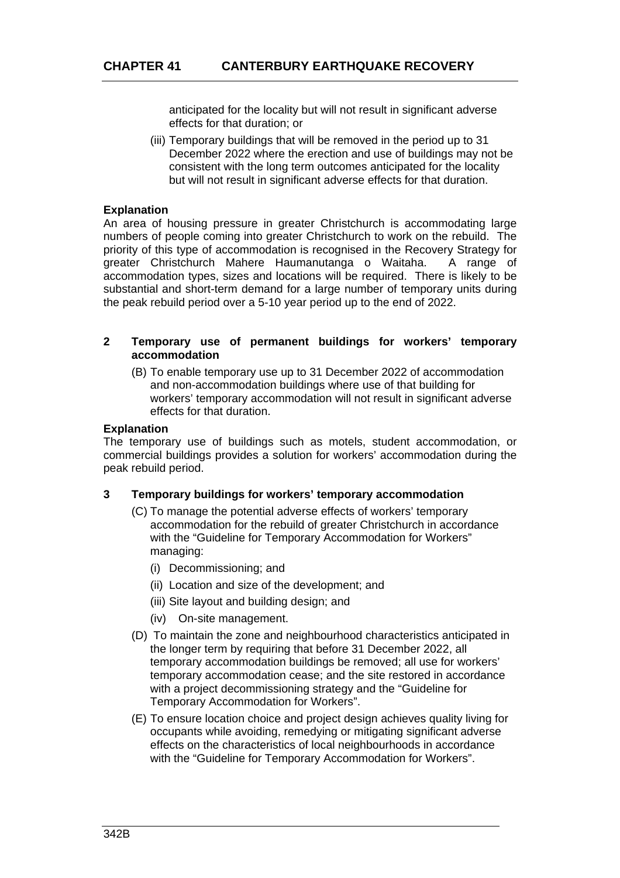anticipated for the locality but will not result in significant adverse effects for that duration; or

(iii) Temporary buildings that will be removed in the period up to 31 December 2022 where the erection and use of buildings may not be consistent with the long term outcomes anticipated for the locality but will not result in significant adverse effects for that duration.

**Explanation**

An area of housing pressure in greater Christchurch is accommodating large numbers of people coming into greater Christchurch to work on the rebuild. The priority of this type of accommodation is recognised in the Recovery Strategy for greater Christchurch Mahere Haumanutanga o Waitaha. A range of accommodation types, sizes and locations will be required. There is likely to be substantial and short-term demand for a large number of temporary units during the peak rebuild period over a 5-10 year period up to the end of 2022.

**2 Temporary use of permanent buildings for workers' temporary accommodation**

(B) To enable temporary use up to 31 December 2022 of accommodation and non-accommodation buildings where use of that building for workers' temporary accommodation will not result in significant adverse effects for that duration.

**Explanation**

The temporary use of buildings such as motels, student accommodation, or commercial buildings provides a solution for workers' accommodation during the peak rebuild period.

**3 Temporary buildings for workers' temporary accommodation**

(C) To manage the potential adverse effects of workers' temporary accommodation for the rebuild of greater Christchurch in accordance with the "Guideline for Temporary Accommodation for Workers" managing:

(i) Decommissioning; and

(ii) Location and size of the development; and

(iii) Site layout and building design; and

(iv) On-site management.

(D) To maintain the zone and neighbourhood characteristics anticipated in the longer term by requiring that before 31 December 2022, all temporary accommodation buildings be removed; all use for workers' temporary accommodation cease; and the site restored in accordance with a project decommissioning strategy and the "Guideline for Temporary Accommodation for Workers".

(E) To ensure location choice and project design achieves quality living for occupants while avoiding, remedying or mitigating significant adverse effects on the characteristics of local neighbourhoods in accordance with the "Guideline for Temporary Accommodation for Workers".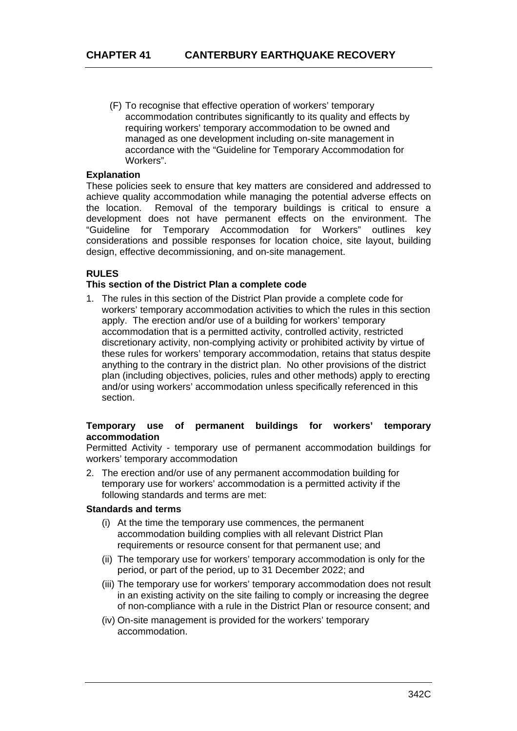(F) To recognise that effective operation of workers' temporary accommodation contributes significantly to its quality and effects by requiring workers' temporary accommodation to be owned and managed as one development including on-site management in accordance with the "Guideline for Temporary Accommodation for Workers".

**Explanation**

These policies seek to ensure that key matters are considered and addressed to achieve quality accommodation while managing the potential adverse effects on the location. Removal of the temporary buildings is critical to ensure a development does not have permanent effects on the environment. The "Guideline for Temporary Accommodation for Workers" outlines key considerations and possible responses for location choice, site layout, building design, effective decommissioning, and on-site management.

**RULES**

**This section of the District Plan a complete code**

1. The rules in this section of the District Plan provide a complete code for workers' temporary accommodation activities to which the rules in this section apply. The erection and/or use of a building for workers' temporary accommodation that is a permitted activity, controlled activity, restricted discretionary activity, non-complying activity or prohibited activity by virtue of these rules for workers' temporary accommodation, retains that status despite anything to the contrary in the district plan. No other provisions of the district plan (including objectives, policies, rules and other methods) apply to erecting and/or using workers' accommodation unless specifically referenced in this section.

**Temporary use of permanent buildings for workers' temporary accommodation**

Permitted Activity - temporary use of permanent accommodation buildings for workers' temporary accommodation

2. The erection and/or use of any permanent accommodation building for temporary use for workers' accommodation is a permitted activity if the following standards and terms are met:

**Standards and terms**

(i) At the time the temporary use commences, the permanent accommodation building complies with all relevant District Plan requirements or resource consent for that permanent use; and

(ii) The temporary use for workers' temporary accommodation is only for the period, or part of the period, up to 31 December 2022; and

(iii) The temporary use for workers' temporary accommodation does not result in an existing activity on the site failing to comply or increasing the degree of non-compliance with a rule in the District Plan or resource consent; and

(iv) On-site management is provided for the workers' temporary accommodation.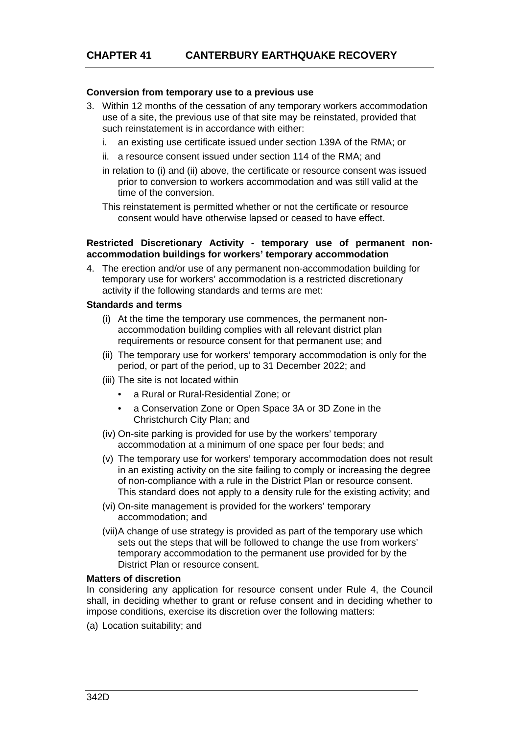**Conversion from temporary use to a previous use**

3. Within 12 months of the cessation of any temporary workers accommodation use of a site, the previous use of that site may be reinstated, provided that such reinstatement is in accordance with either:

   i. an existing use certificate issued under section 139A of the RMA; or

   ii. a resource consent issued under section 114 of the RMA; and

   in relation to (i) and (ii) above, the certificate or resource consent was issued prior to conversion to workers accommodation and was still valid at the time of the conversion.

   This reinstatement is permitted whether or not the certificate or resource consent would have otherwise lapsed or ceased to have effect.

**Restricted Discretionary Activity - temporary use of permanent non-accommodation buildings for workers' temporary accommodation**

4. The erection and/or use of any permanent non-accommodation building for temporary use for workers' accommodation is a restricted discretionary activity if the following standards and terms are met:

**Standards and terms**

(i) At the time the temporary use commences, the permanent non-accommodation building complies with all relevant district plan requirements or resource consent for that permanent use; and

(ii) The temporary use for workers' temporary accommodation is only for the period, or part of the period, up to 31 December 2022; and

(iii) The site is not located within
- a Rural or Rural-Residential Zone; or
- a Conservation Zone or Open Space 3A or 3D Zone in the Christchurch City Plan; and

(iv) On-site parking is provided for use by the workers' temporary accommodation at a minimum of one space per four beds; and

(v) The temporary use for workers' temporary accommodation does not result in an existing activity on the site failing to comply or increasing the degree of non-compliance with a rule in the District Plan or resource consent. This standard does not apply to a density rule for the existing activity; and

(vi) On-site management is provided for the workers' temporary accommodation; and

(vii) A change of use strategy is provided as part of the temporary use which sets out the steps that will be followed to change the use from workers' temporary accommodation to the permanent use provided for by the District Plan or resource consent.

**Matters of discretion**

In considering any application for resource consent under Rule 4, the Council shall, in deciding whether to grant or refuse consent and in deciding whether to impose conditions, exercise its discretion over the following matters:

(a) Location suitability; and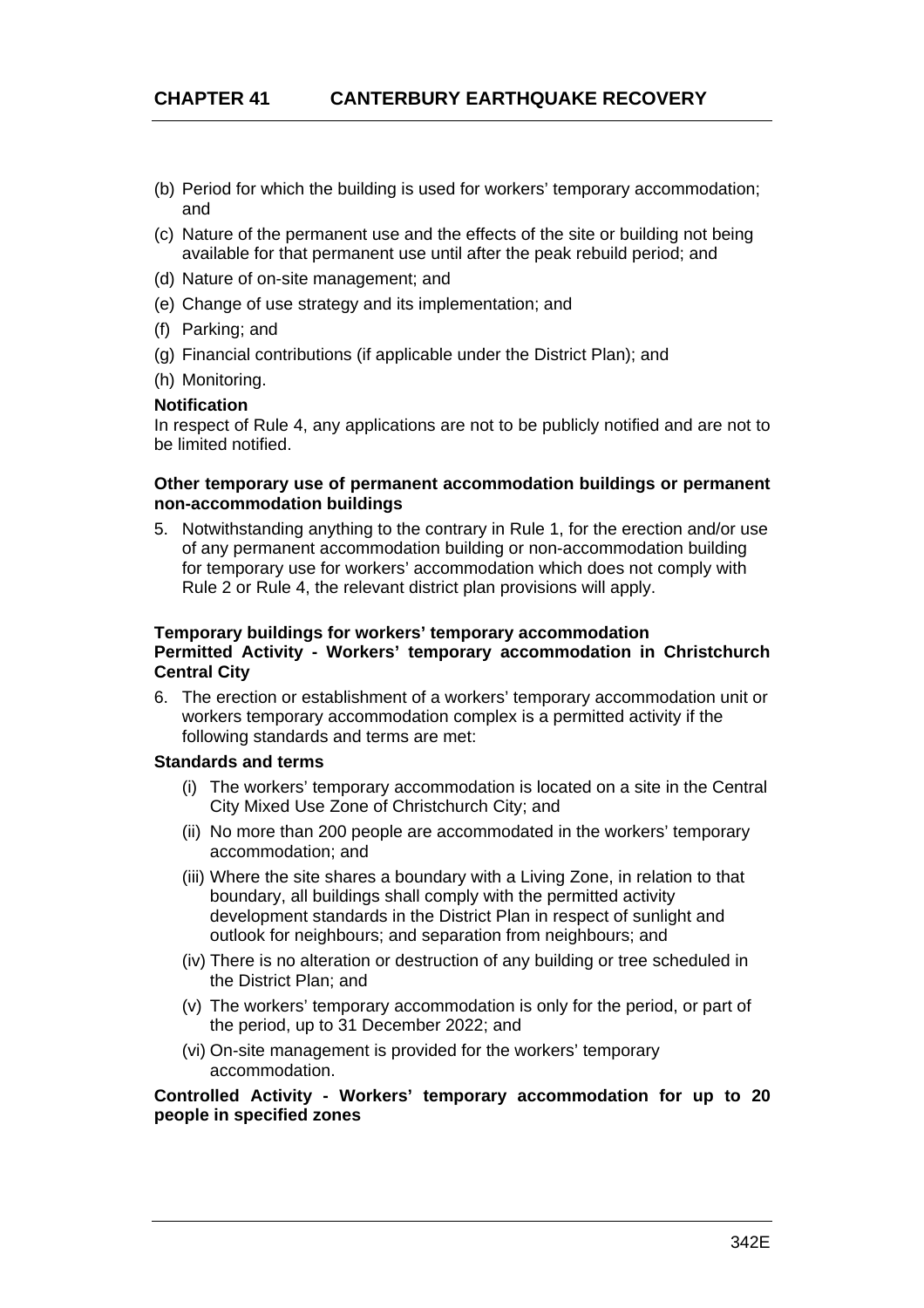(b) Period for which the building is used for workers' temporary accommodation; and

(c) Nature of the permanent use and the effects of the site or building not being available for that permanent use until after the peak rebuild period; and

(d) Nature of on-site management; and

(e) Change of use strategy and its implementation; and

(f) Parking; and

(g) Financial contributions (if applicable under the District Plan); and

(h) Monitoring.

**Notification**

In respect of Rule 4, any applications are not to be publicly notified and are not to be limited notified.

**Other temporary use of permanent accommodation buildings or permanent non-accommodation buildings**

5. Notwithstanding anything to the contrary in Rule 1, for the erection and/or use of any permanent accommodation building or non-accommodation building for temporary use for workers' accommodation which does not comply with Rule 2 or Rule 4, the relevant district plan provisions will apply.

**Temporary buildings for workers' temporary accommodation**

**Permitted Activity - Workers' temporary accommodation in Christchurch Central City**

6. The erection or establishment of a workers' temporary accommodation unit or workers temporary accommodation complex is a permitted activity if the following standards and terms are met:

**Standards and terms**

(i) The workers' temporary accommodation is located on a site in the Central City Mixed Use Zone of Christchurch City; and

(ii) No more than 200 people are accommodated in the workers' temporary accommodation; and

(iii) Where the site shares a boundary with a Living Zone, in relation to that boundary, all buildings shall comply with the permitted activity development standards in the District Plan in respect of sunlight and outlook for neighbours; and separation from neighbours; and

(iv) There is no alteration or destruction of any building or tree scheduled in the District Plan; and

(v) The workers' temporary accommodation is only for the period, or part of the period, up to 31 December 2022; and

(vi) On-site management is provided for the workers' temporary accommodation.

**Controlled Activity - Workers' temporary accommodation for up to 20 people in specified zones**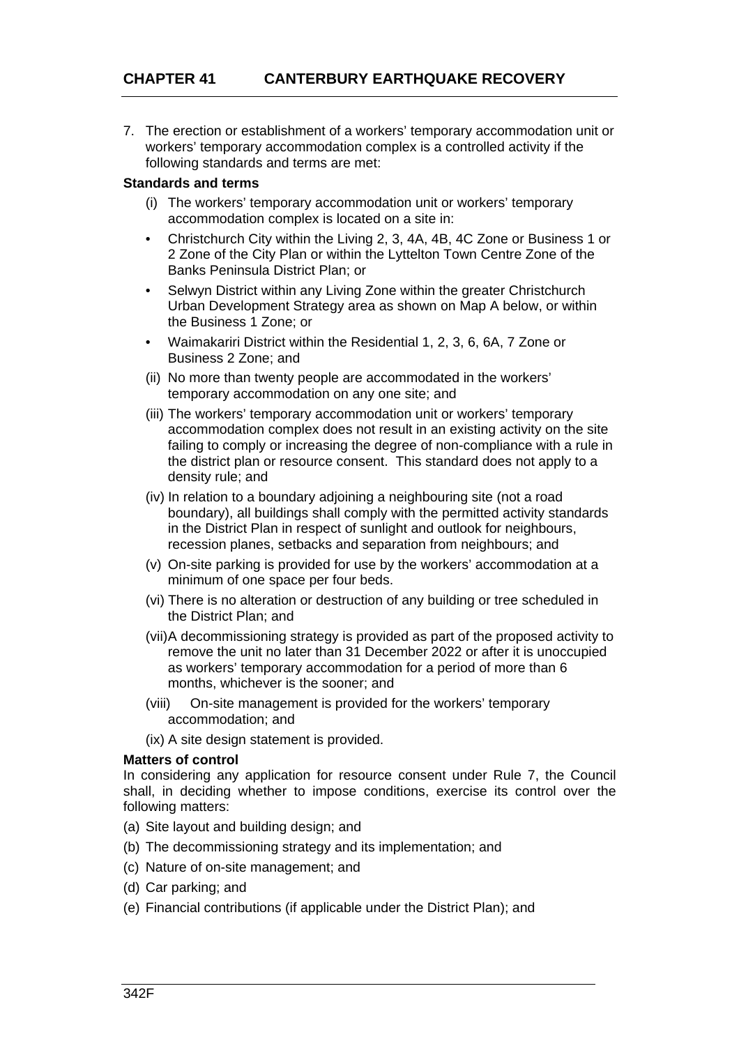## CHAPTER 41 CANTERBURY EARTHQUAKE RECOVERY

7. The erection or establishment of a workers' temporary accommodation unit or workers' temporary accommodation complex is a controlled activity if the following standards and terms are met:

**Standards and terms**

(i) The workers' temporary accommodation unit or workers' temporary accommodation complex is located on a site in:

- Christchurch City within the Living 2, 3, 4A, 4B, 4C Zone or Business 1 or 2 Zone of the City Plan or within the Lyttelton Town Centre Zone of the Banks Peninsula District Plan; or
- Selwyn District within any Living Zone within the greater Christchurch Urban Development Strategy area as shown on Map A below, or within the Business 1 Zone; or
- Waimakariri District within the Residential 1, 2, 3, 6, 6A, 7 Zone or Business 2 Zone; and

(ii) No more than twenty people are accommodated in the workers' temporary accommodation on any one site; and

(iii) The workers' temporary accommodation unit or workers' temporary accommodation complex does not result in an existing activity on the site failing to comply or increasing the degree of non-compliance with a rule in the district plan or resource consent. This standard does not apply to a density rule; and

(iv) In relation to a boundary adjoining a neighbouring site (not a road boundary), all buildings shall comply with the permitted activity standards in the District Plan in respect of sunlight and outlook for neighbours, recession planes, setbacks and separation from neighbours; and

(v) On-site parking is provided for use by the workers' accommodation at a minimum of one space per four beds.

(vi) There is no alteration or destruction of any building or tree scheduled in the District Plan; and

(vii) A decommissioning strategy is provided as part of the proposed activity to remove the unit no later than 31 December 2022 or after it is unoccupied as workers' temporary accommodation for a period of more than 6 months, whichever is the sooner; and

(viii) On-site management is provided for the workers' temporary accommodation; and

(ix) A site design statement is provided.

**Matters of control**

In considering any application for resource consent under Rule 7, the Council shall, in deciding whether to impose conditions, exercise its control over the following matters:

(a) Site layout and building design; and

(b) The decommissioning strategy and its implementation; and

(c) Nature of on-site management; and

(d) Car parking; and

(e) Financial contributions (if applicable under the District Plan); and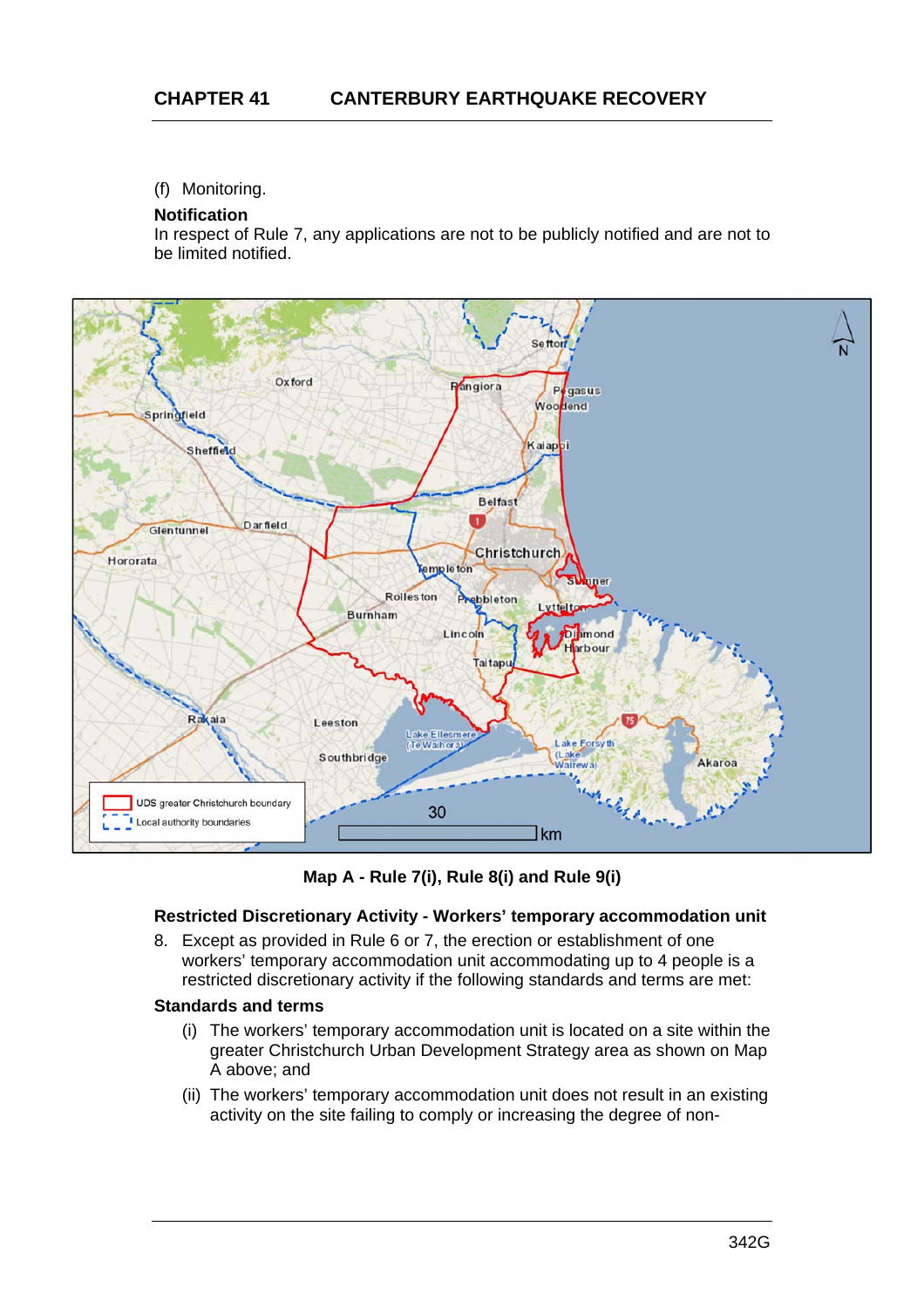(f) Monitoring.

**Notification**

In respect of Rule 7, any applications are not to be publicly notified and are not to be limited notified.

**Map A - Rule 7(i), Rule 8(i) and Rule 9(i)**

**Restricted Discretionary Activity - Workers' temporary accommodation unit**

8. Except as provided in Rule 6 or 7, the erection or establishment of one workers' temporary accommodation unit accommodating up to 4 people is a restricted discretionary activity if the following standards and terms are met:

**Standards and terms**

(i) The workers' temporary accommodation unit is located on a site within the greater Christchurch Urban Development Strategy area as shown on Map A above; and

(ii) The workers' temporary accommodation unit does not result in an existing activity on the site failing to comply or increasing the degree of non-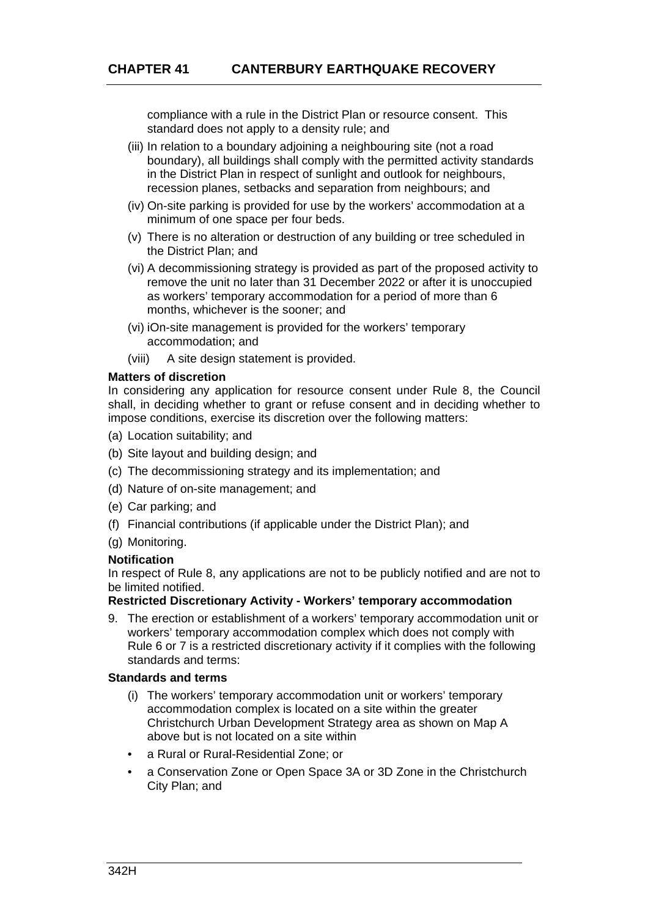compliance with a rule in the District Plan or resource consent. This standard does not apply to a density rule; and

(iii) In relation to a boundary adjoining a neighbouring site (not a road boundary), all buildings shall comply with the permitted activity standards in the District Plan in respect of sunlight and outlook for neighbours, recession planes, setbacks and separation from neighbours; and

(iv) On-site parking is provided for use by the workers' accommodation at a minimum of one space per four beds.

(v) There is no alteration or destruction of any building or tree scheduled in the District Plan; and

(vi) A decommissioning strategy is provided as part of the proposed activity to remove the unit no later than 31 December 2022 or after it is unoccupied as workers' temporary accommodation for a period of more than 6 months, whichever is the sooner; and

(vi) iOn-site management is provided for the workers' temporary accommodation; and

(viii) A site design statement is provided.

**Matters of discretion**

In considering any application for resource consent under Rule 8, the Council shall, in deciding whether to grant or refuse consent and in deciding whether to impose conditions, exercise its discretion over the following matters:

(a) Location suitability; and

(b) Site layout and building design; and

(c) The decommissioning strategy and its implementation; and

(d) Nature of on-site management; and

(e) Car parking; and

(f) Financial contributions (if applicable under the District Plan); and

(g) Monitoring.

**Notification**

In respect of Rule 8, any applications are not to be publicly notified and are not to be limited notified.

**Restricted Discretionary Activity - Workers' temporary accommodation**

9. The erection or establishment of a workers' temporary accommodation unit or workers' temporary accommodation complex which does not comply with Rule 6 or 7 is a restricted discretionary activity if it complies with the following standards and terms:

**Standards and terms**

(i) The workers' temporary accommodation unit or workers' temporary accommodation complex is located on a site within the greater Christchurch Urban Development Strategy area as shown on Map A above but is not located on a site within

- a Rural or Rural-Residential Zone; or
- a Conservation Zone or Open Space 3A or 3D Zone in the Christchurch City Plan; and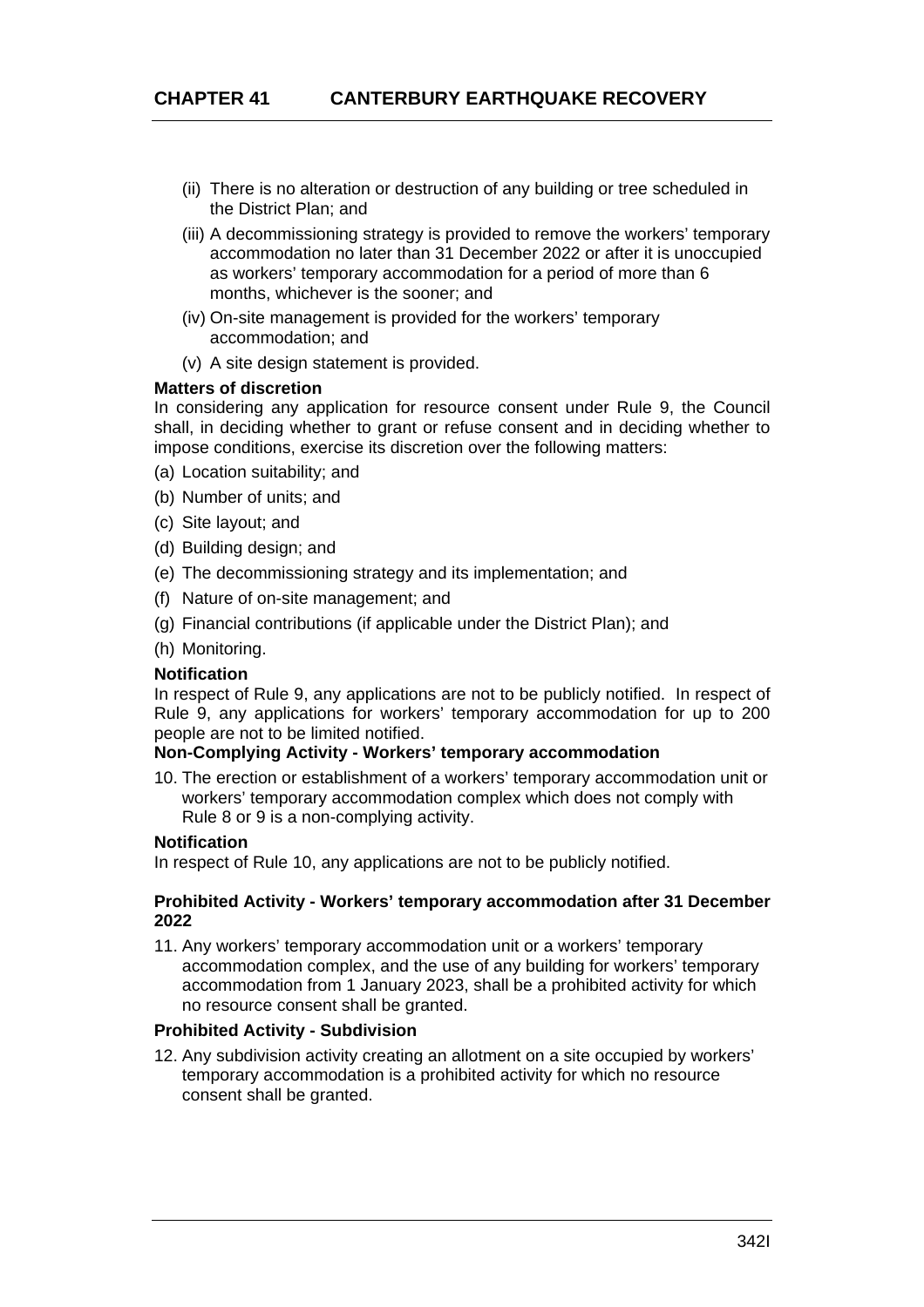(ii) There is no alteration or destruction of any building or tree scheduled in the District Plan; and

(iii) A decommissioning strategy is provided to remove the workers' temporary accommodation no later than 31 December 2022 or after it is unoccupied as workers' temporary accommodation for a period of more than 6 months, whichever is the sooner; and

(iv) On-site management is provided for the workers' temporary accommodation; and

(v) A site design statement is provided.

**Matters of discretion**

In considering any application for resource consent under Rule 9, the Council shall, in deciding whether to grant or refuse consent and in deciding whether to impose conditions, exercise its discretion over the following matters:

(a) Location suitability; and

(b) Number of units; and

(c) Site layout; and

(d) Building design; and

(e) The decommissioning strategy and its implementation; and

(f) Nature of on-site management; and

(g) Financial contributions (if applicable under the District Plan); and

(h) Monitoring.

**Notification**

In respect of Rule 9, any applications are not to be publicly notified. In respect of Rule 9, any applications for workers' temporary accommodation for up to 200 people are not to be limited notified.

**Non-Complying Activity - Workers' temporary accommodation**

10. The erection or establishment of a workers' temporary accommodation unit or workers' temporary accommodation complex which does not comply with Rule 8 or 9 is a non-complying activity.

**Notification**

In respect of Rule 10, any applications are not to be publicly notified.

**Prohibited Activity - Workers' temporary accommodation after 31 December 2022**

11. Any workers' temporary accommodation unit or a workers' temporary accommodation complex, and the use of any building for workers' temporary accommodation from 1 January 2023, shall be a prohibited activity for which no resource consent shall be granted.

**Prohibited Activity - Subdivision**

12. Any subdivision activity creating an allotment on a site occupied by workers' temporary accommodation is a prohibited activity for which no resource consent shall be granted.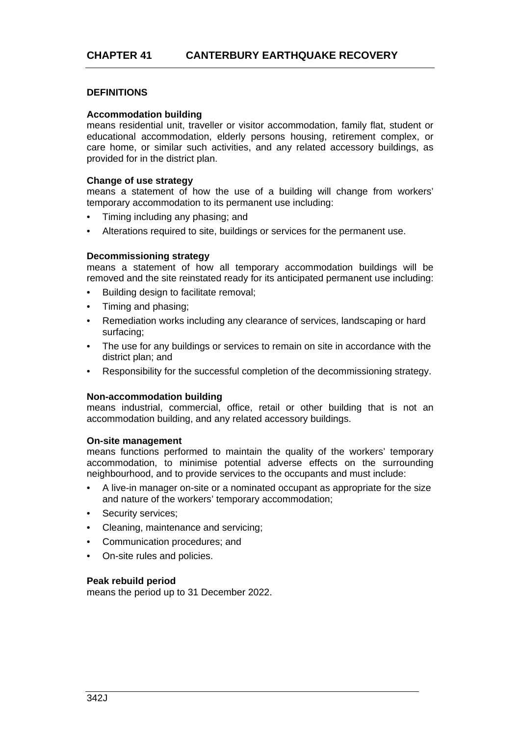# CHAPTER 41 CANTERBURY EARTHQUAKE RECOVERY

## DEFINITIONS

**Accommodation building**
means residential unit, traveller or visitor accommodation, family flat, student or educational accommodation, elderly persons housing, retirement complex, or care home, or similar such activities, and any related accessory buildings, as provided for in the district plan.

**Change of use strategy**
means a statement of how the use of a building will change from workers' temporary accommodation to its permanent use including:

- Timing including any phasing; and
- Alterations required to site, buildings or services for the permanent use.

**Decommissioning strategy**
means a statement of how all temporary accommodation buildings will be removed and the site reinstated ready for its anticipated permanent use including:

- Building design to facilitate removal;
- Timing and phasing;
- Remediation works including any clearance of services, landscaping or hard surfacing;
- The use for any buildings or services to remain on site in accordance with the district plan; and
- Responsibility for the successful completion of the decommissioning strategy.

**Non-accommodation building**
means industrial, commercial, office, retail or other building that is not an accommodation building, and any related accessory buildings.

**On-site management**
means functions performed to maintain the quality of the workers' temporary accommodation, to minimise potential adverse effects on the surrounding neighbourhood, and to provide services to the occupants and must include:

- A live-in manager on-site or a nominated occupant as appropriate for the size and nature of the workers' temporary accommodation;
- Security services;
- Cleaning, maintenance and servicing;
- Communication procedures; and
- On-site rules and policies.

**Peak rebuild period**
means the period up to 31 December 2022.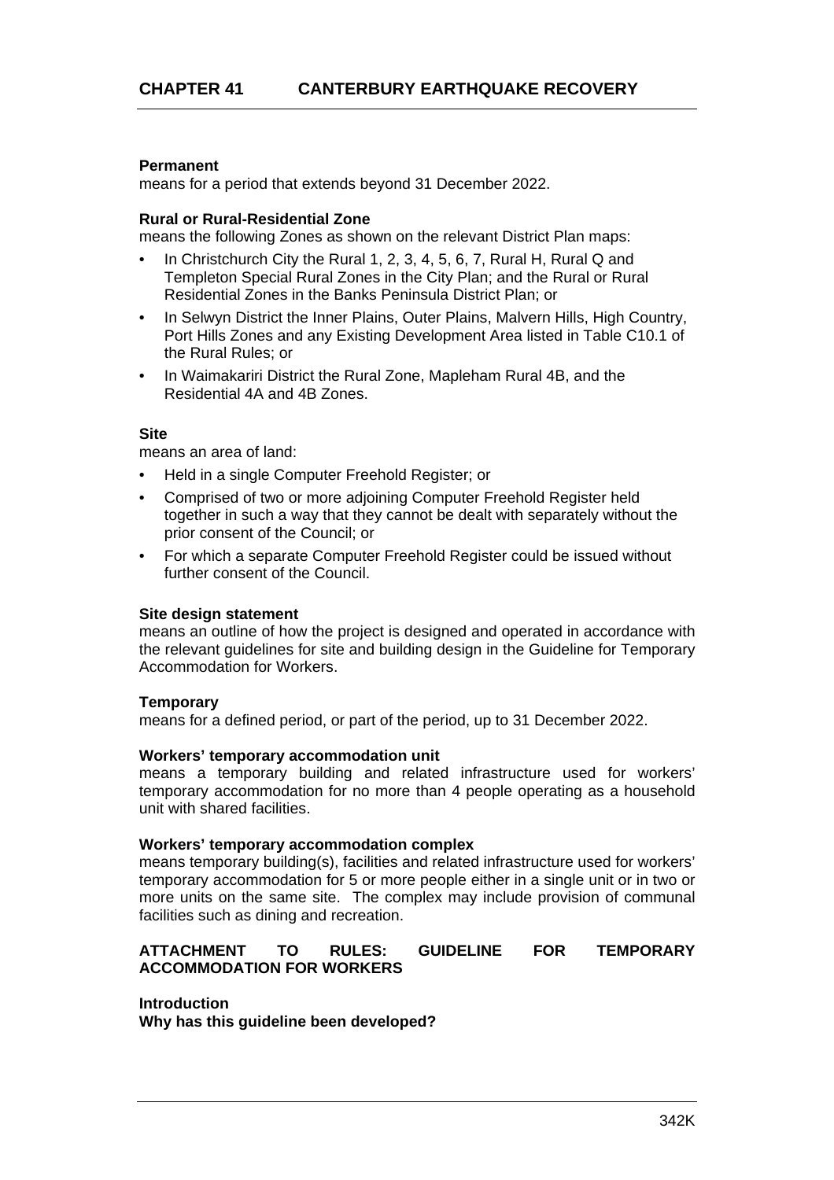**Permanent**
means for a period that extends beyond 31 December 2022.

**Rural or Rural-Residential Zone**
means the following Zones as shown on the relevant District Plan maps:

- In Christchurch City the Rural 1, 2, 3, 4, 5, 6, 7, Rural H, Rural Q and Templeton Special Rural Zones in the City Plan; and the Rural or Rural Residential Zones in the Banks Peninsula District Plan; or
- In Selwyn District the Inner Plains, Outer Plains, Malvern Hills, High Country, Port Hills Zones and any Existing Development Area listed in Table C10.1 of the Rural Rules; or
- In Waimakariri District the Rural Zone, Mapleham Rural 4B, and the Residential 4A and 4B Zones.

**Site**
means an area of land:

- Held in a single Computer Freehold Register; or
- Comprised of two or more adjoining Computer Freehold Register held together in such a way that they cannot be dealt with separately without the prior consent of the Council; or
- For which a separate Computer Freehold Register could be issued without further consent of the Council.

**Site design statement**
means an outline of how the project is designed and operated in accordance with the relevant guidelines for site and building design in the Guideline for Temporary Accommodation for Workers.

**Temporary**
means for a defined period, or part of the period, up to 31 December 2022.

**Workers' temporary accommodation unit**
means a temporary building and related infrastructure used for workers' temporary accommodation for no more than 4 people operating as a household unit with shared facilities.

**Workers' temporary accommodation complex**
means temporary building(s), facilities and related infrastructure used for workers' temporary accommodation for 5 or more people either in a single unit or in two or more units on the same site. The complex may include provision of communal facilities such as dining and recreation.

## ATTACHMENT TO RULES: GUIDELINE FOR TEMPORARY ACCOMMODATION FOR WORKERS

**Introduction**
**Why has this guideline been developed?**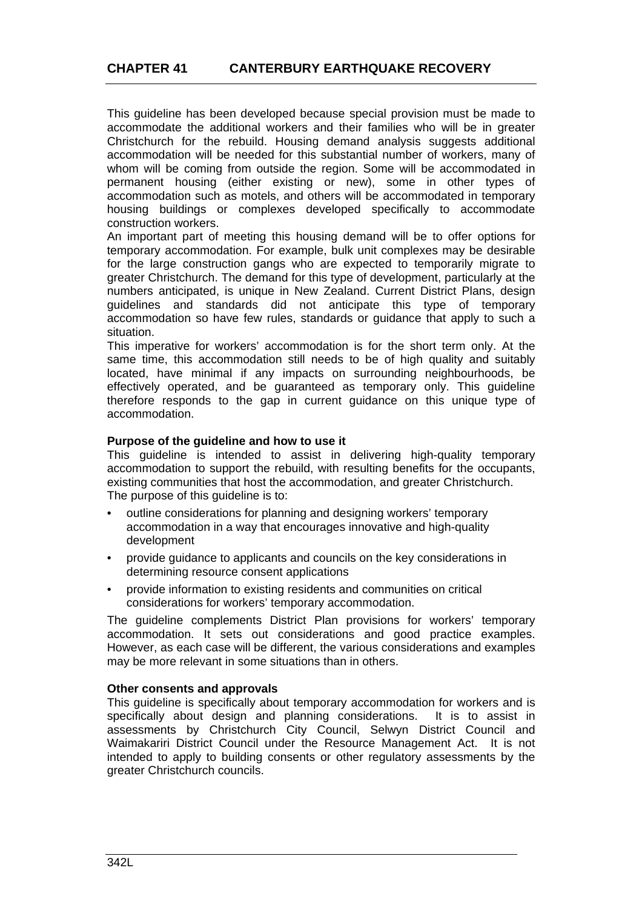This guideline has been developed because special provision must be made to accommodate the additional workers and their families who will be in greater Christchurch for the rebuild. Housing demand analysis suggests additional accommodation will be needed for this substantial number of workers, many of whom will be coming from outside the region. Some will be accommodated in permanent housing (either existing or new), some in other types of accommodation such as motels, and others will be accommodated in temporary housing buildings or complexes developed specifically to accommodate construction workers.

An important part of meeting this housing demand will be to offer options for temporary accommodation. For example, bulk unit complexes may be desirable for the large construction gangs who are expected to temporarily migrate to greater Christchurch. The demand for this type of development, particularly at the numbers anticipated, is unique in New Zealand. Current District Plans, design guidelines and standards did not anticipate this type of temporary accommodation so have few rules, standards or guidance that apply to such a situation.

This imperative for workers' accommodation is for the short term only. At the same time, this accommodation still needs to be of high quality and suitably located, have minimal if any impacts on surrounding neighbourhoods, be effectively operated, and be guaranteed as temporary only. This guideline therefore responds to the gap in current guidance on this unique type of accommodation.

**Purpose of the guideline and how to use it**

This guideline is intended to assist in delivering high-quality temporary accommodation to support the rebuild, with resulting benefits for the occupants, existing communities that host the accommodation, and greater Christchurch.

The purpose of this guideline is to:

- outline considerations for planning and designing workers' temporary accommodation in a way that encourages innovative and high-quality development
- provide guidance to applicants and councils on the key considerations in determining resource consent applications
- provide information to existing residents and communities on critical considerations for workers' temporary accommodation.

The guideline complements District Plan provisions for workers' temporary accommodation. It sets out considerations and good practice examples. However, as each case will be different, the various considerations and examples may be more relevant in some situations than in others.

**Other consents and approvals**

This guideline is specifically about temporary accommodation for workers and is specifically about design and planning considerations. It is to assist in assessments by Christchurch City Council, Selwyn District Council and Waimakariri District Council under the Resource Management Act. It is not intended to apply to building consents or other regulatory assessments by the greater Christchurch councils.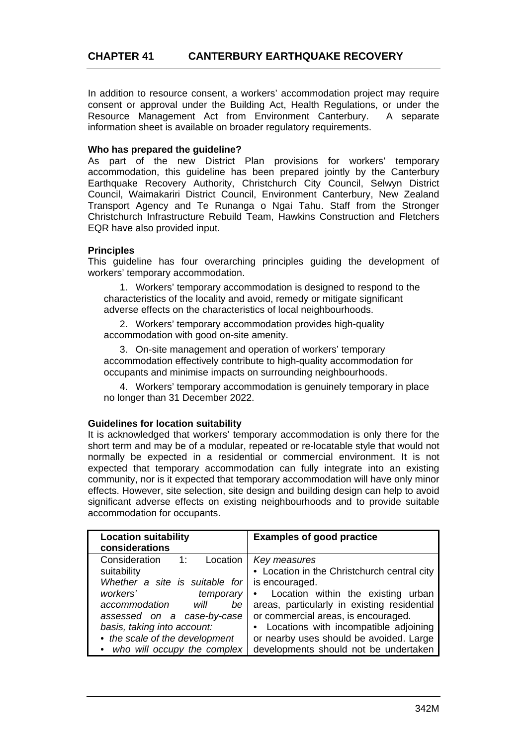In addition to resource consent, a workers' accommodation project may require consent or approval under the Building Act, Health Regulations, or under the Resource Management Act from Environment Canterbury. A separate information sheet is available on broader regulatory requirements.

**Who has prepared the guideline?**

As part of the new District Plan provisions for workers' temporary accommodation, this guideline has been prepared jointly by the Canterbury Earthquake Recovery Authority, Christchurch City Council, Selwyn District Council, Waimakariri District Council, Environment Canterbury, New Zealand Transport Agency and Te Runanga o Ngai Tahu. Staff from the Stronger Christchurch Infrastructure Rebuild Team, Hawkins Construction and Fletchers EQR have also provided input.

**Principles**

This guideline has four overarching principles guiding the development of workers' temporary accommodation.

1. Workers' temporary accommodation is designed to respond to the characteristics of the locality and avoid, remedy or mitigate significant adverse effects on the characteristics of local neighbourhoods.
2. Workers' temporary accommodation provides high-quality accommodation with good on-site amenity.
3. On-site management and operation of workers' temporary accommodation effectively contribute to high-quality accommodation for occupants and minimise impacts on surrounding neighbourhoods.
4. Workers' temporary accommodation is genuinely temporary in place no longer than 31 December 2022.

**Guidelines for location suitability**

It is acknowledged that workers' temporary accommodation is only there for the short term and may be of a modular, repeated or re-locatable style that would not normally be expected in a residential or commercial environment. It is not expected that temporary accommodation can fully integrate into an existing community, nor is it expected that temporary accommodation will have only minor effects. However, site selection, site design and building design can help to avoid significant adverse effects on existing neighbourhoods and to provide suitable accommodation for occupants.

| **Location suitability considerations** | **Examples of good practice** |
|---|---|
| Consideration 1: Location suitability<br>*Whether a site is suitable for workers' temporary accommodation will be assessed on a case-by-case basis, taking into account:*<br>• *the scale of the development*<br>• *who will occupy the complex* | *Key measures*<br>• Location in the Christchurch central city is encouraged.<br>• Location within the existing urban areas, particularly in existing residential or commercial areas, is encouraged.<br>• Locations with incompatible adjoining or nearby uses should be avoided. Large developments should not be undertaken |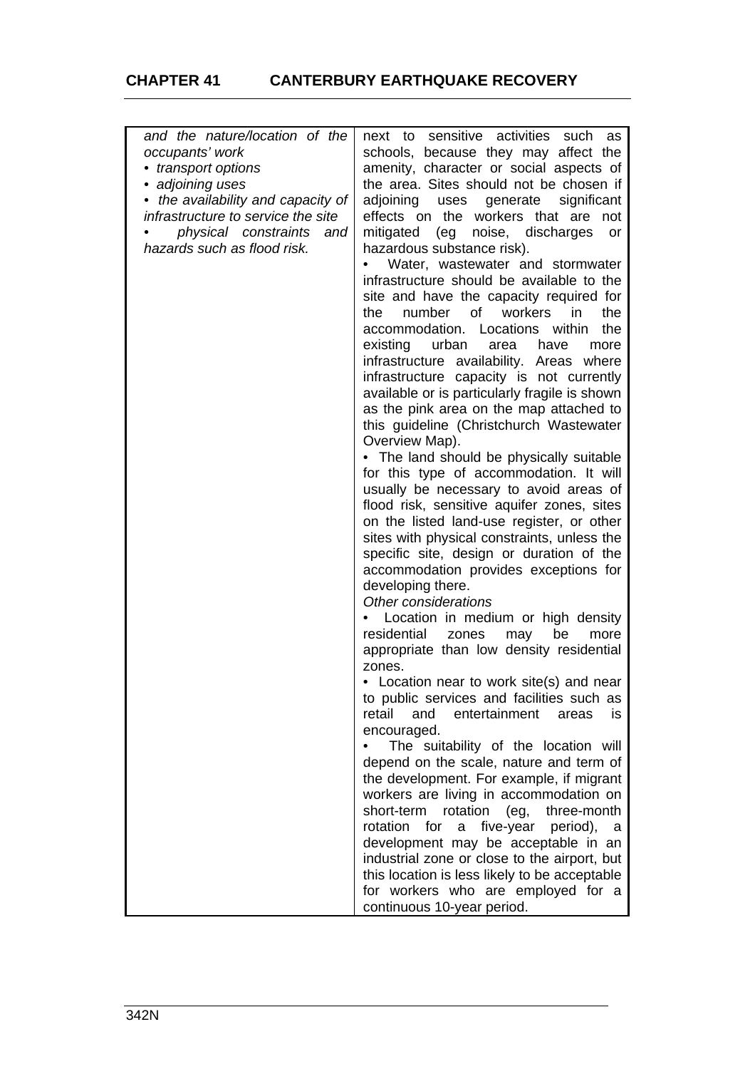| | |
|---|---|
| *and the nature/location of the occupants' work*<br>• *transport options*<br>• *adjoining uses*<br>• *the availability and capacity of infrastructure to service the site*<br>• *physical constraints and hazards such as flood risk.* | next to sensitive activities such as schools, because they may affect the amenity, character or social aspects of the area. Sites should not be chosen if adjoining uses generate significant effects on the workers that are not mitigated (eg noise, discharges or hazardous substance risk).<br>• Water, wastewater and stormwater infrastructure should be available to the site and have the capacity required for the number of workers in the accommodation. Locations within the existing urban area have more infrastructure availability. Areas where infrastructure capacity is not currently available or is particularly fragile is shown as the pink area on the map attached to this guideline (Christchurch Wastewater Overview Map).<br>• The land should be physically suitable for this type of accommodation. It will usually be necessary to avoid areas of flood risk, sensitive aquifer zones, sites on the listed land-use register, or other sites with physical constraints, unless the specific site, design or duration of the accommodation provides exceptions for developing there.<br>*Other considerations*<br>• Location in medium or high density residential zones may be more appropriate than low density residential zones.<br>• Location near to work site(s) and near to public services and facilities such as retail and entertainment areas is encouraged.<br>• The suitability of the location will depend on the scale, nature and term of the development. For example, if migrant workers are living in accommodation on short-term rotation (eg, three-month rotation for a five-year period), a development may be acceptable in an industrial zone or close to the airport, but this location is less likely to be acceptable for workers who are employed for a continuous 10-year period. |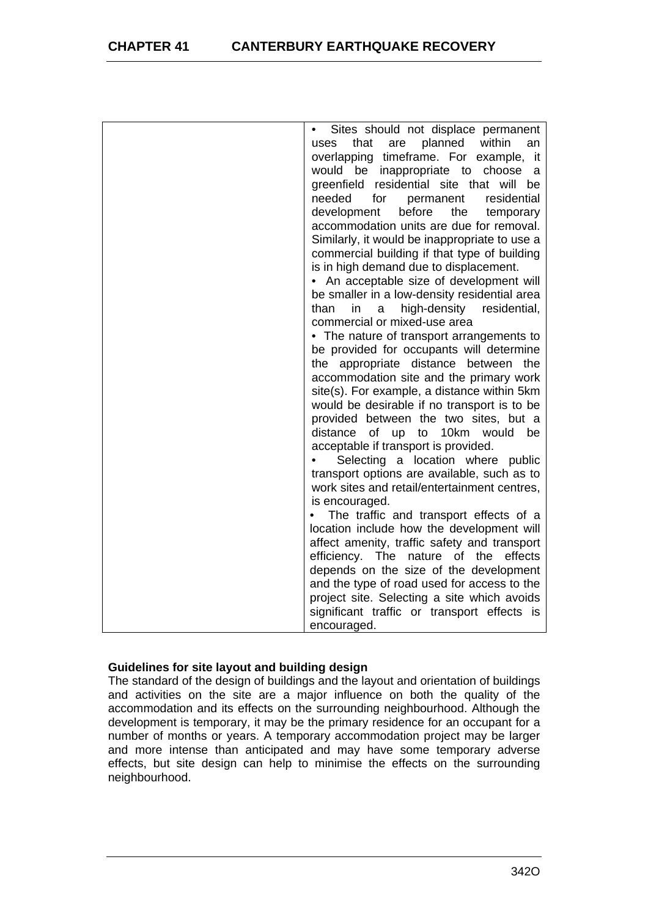| | • Sites should not displace permanent uses that are planned within an overlapping timeframe. For example, it would be inappropriate to choose a greenfield residential site that will be needed for permanent residential development before the temporary accommodation units are due for removal. Similarly, it would be inappropriate to use a commercial building if that type of building is in high demand due to displacement.<br>• An acceptable size of development will be smaller in a low-density residential area than in a high-density residential, commercial or mixed-use area<br>• The nature of transport arrangements to be provided for occupants will determine the appropriate distance between the accommodation site and the primary work site(s). For example, a distance within 5km would be desirable if no transport is to be provided between the two sites, but a distance of up to 10km would be acceptable if transport is provided.<br>• Selecting a location where public transport options are available, such as to work sites and retail/entertainment centres, is encouraged.<br>• The traffic and transport effects of a location include how the development will affect amenity, traffic safety and transport efficiency. The nature of the effects depends on the size of the development and the type of road used for access to the project site. Selecting a site which avoids significant traffic or transport effects is encouraged. |
|---|---|

**Guidelines for site layout and building design**

The standard of the design of buildings and the layout and orientation of buildings and activities on the site are a major influence on both the quality of the accommodation and its effects on the surrounding neighbourhood. Although the development is temporary, it may be the primary residence for an occupant for a number of months or years. A temporary accommodation project may be larger and more intense than anticipated and may have some temporary adverse effects, but site design can help to minimise the effects on the surrounding neighbourhood.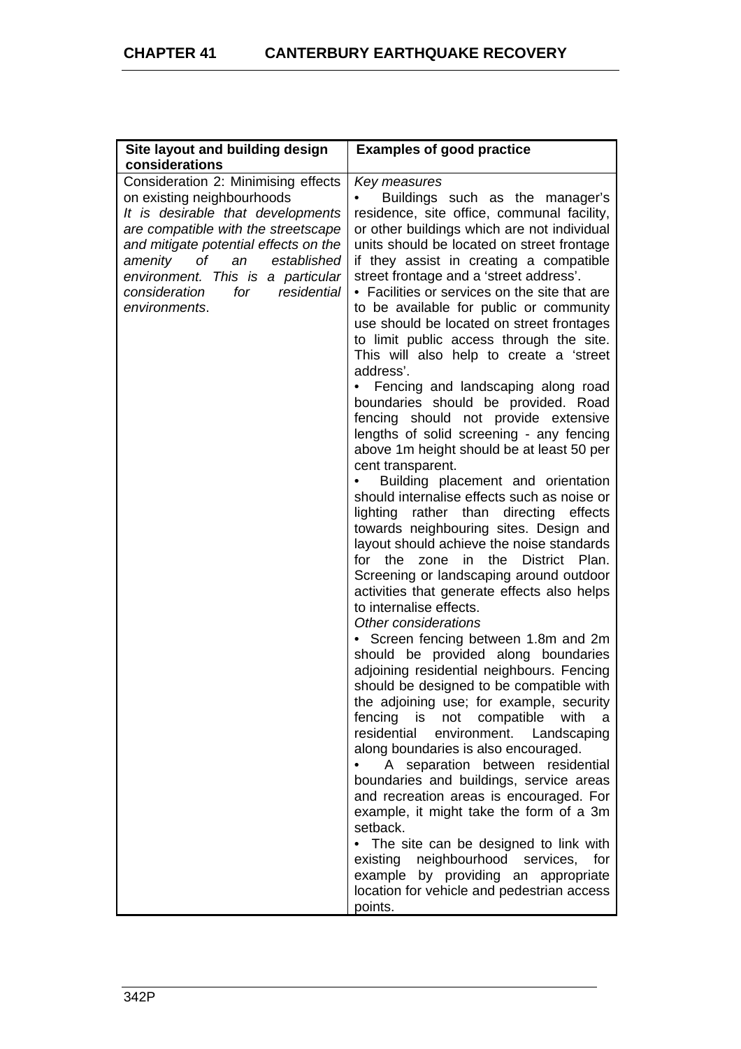| Site layout and building design considerations | Examples of good practice |
|---|---|
| Consideration 2: Minimising effects on existing neighbourhoods<br>*It is desirable that developments are compatible with the streetscape and mitigate potential effects on the amenity of an established environment. This is a particular consideration for residential environments*. | *Key measures*<br>• Buildings such as the manager's residence, site office, communal facility, or other buildings which are not individual units should be located on street frontage if they assist in creating a compatible street frontage and a 'street address'.<br>• Facilities or services on the site that are to be available for public or community use should be located on street frontages to limit public access through the site. This will also help to create a 'street address'.<br>• Fencing and landscaping along road boundaries should be provided. Road fencing should not provide extensive lengths of solid screening - any fencing above 1m height should be at least 50 per cent transparent.<br>• Building placement and orientation should internalise effects such as noise or lighting rather than directing effects towards neighbouring sites. Design and layout should achieve the noise standards for the zone in the District Plan. Screening or landscaping around outdoor activities that generate effects also helps to internalise effects.<br>*Other considerations*<br>• Screen fencing between 1.8m and 2m should be provided along boundaries adjoining residential neighbours. Fencing should be designed to be compatible with the adjoining use; for example, security fencing is not compatible with a residential environment. Landscaping along boundaries is also encouraged.<br>• A separation between residential boundaries and buildings, service areas and recreation areas is encouraged. For example, it might take the form of a 3m setback.<br>• The site can be designed to link with existing neighbourhood services, for example by providing an appropriate location for vehicle and pedestrian access points. |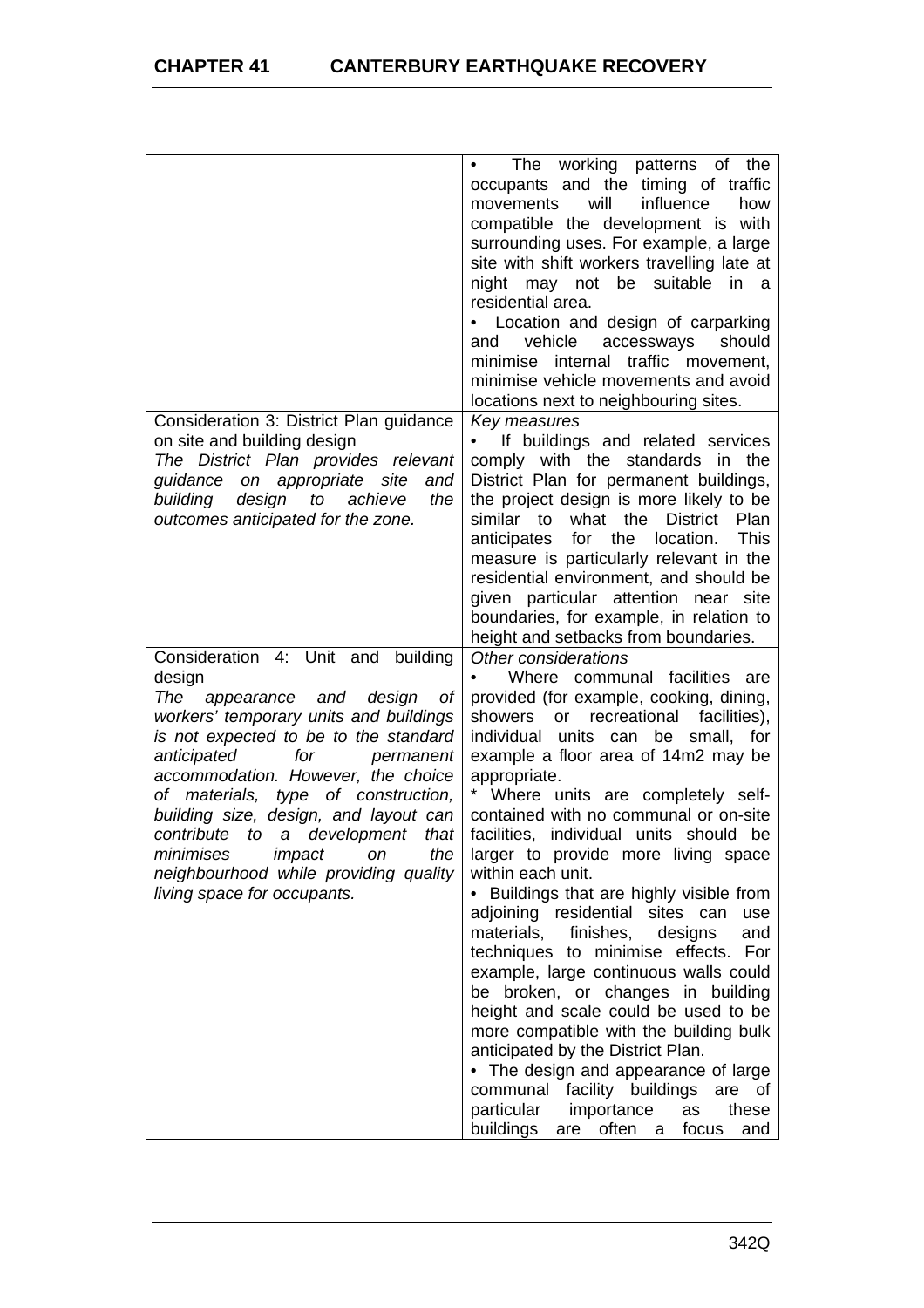| | |
|---|---|
| | • The working patterns of the occupants and the timing of traffic movements will influence how compatible the development is with surrounding uses. For example, a large site with shift workers travelling late at night may not be suitable in a residential area.<br>• Location and design of carparking and vehicle accessways should minimise internal traffic movement, minimise vehicle movements and avoid locations next to neighbouring sites. |
| Consideration 3: District Plan guidance on site and building design<br>*The District Plan provides relevant guidance on appropriate site and building design to achieve the outcomes anticipated for the zone.* | *Key measures*<br>• If buildings and related services comply with the standards in the District Plan for permanent buildings, the project design is more likely to be similar to what the District Plan anticipates for the location. This measure is particularly relevant in the residential environment, and should be given particular attention near site boundaries, for example, in relation to height and setbacks from boundaries. |
| Consideration 4: Unit and building design<br>*The appearance and design of workers' temporary units and buildings is not expected to be to the standard anticipated for permanent accommodation. However, the choice of materials, type of construction, building size, design, and layout can contribute to a development that minimises impact on the neighbourhood while providing quality living space for occupants.* | *Other considerations*<br>• Where communal facilities are provided (for example, cooking, dining, showers or recreational facilities), individual units can be small, for example a floor area of 14m2 may be appropriate.<br>* Where units are completely self-contained with no communal or on-site facilities, individual units should be larger to provide more living space within each unit.<br>• Buildings that are highly visible from adjoining residential sites can use materials, finishes, designs and techniques to minimise effects. For example, large continuous walls could be broken, or changes in building height and scale could be used to be more compatible with the building bulk anticipated by the District Plan.<br>• The design and appearance of large communal facility buildings are of particular importance as these buildings are often a focus and |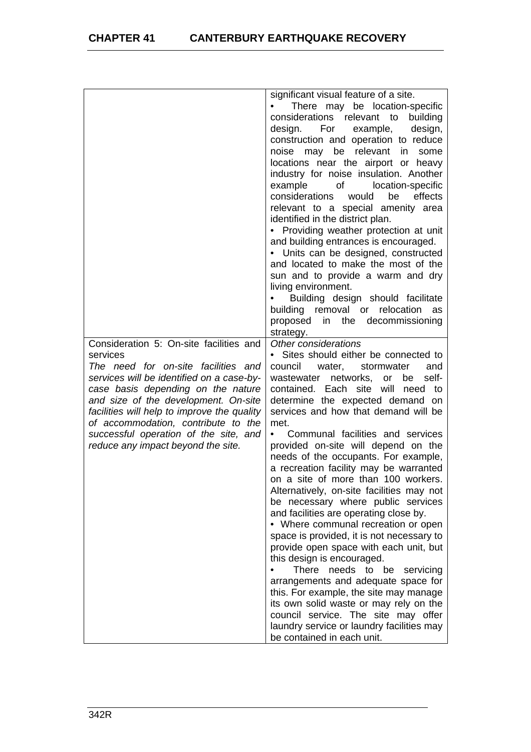| | |
|---|---|
| | significant visual feature of a site.<br>• There may be location-specific considerations relevant to building design. For example, design, construction and operation to reduce noise may be relevant in some locations near the airport or heavy industry for noise insulation. Another example of location-specific considerations would be effects relevant to a special amenity area identified in the district plan.<br>• Providing weather protection at unit and building entrances is encouraged.<br>• Units can be designed, constructed and located to make the most of the sun and to provide a warm and dry living environment.<br>• Building design should facilitate building removal or relocation as proposed in the decommissioning strategy. |
| Consideration 5: On-site facilities and services<br>*The need for on-site facilities and services will be identified on a case-by-case basis depending on the nature and size of the development. On-site facilities will help to improve the quality of accommodation, contribute to the successful operation of the site, and reduce any impact beyond the site.* | *Other considerations*<br>• Sites should either be connected to council water, stormwater and wastewater networks, or be self-contained. Each site will need to determine the expected demand on services and how that demand will be met.<br>• Communal facilities and services provided on-site will depend on the needs of the occupants. For example, a recreation facility may be warranted on a site of more than 100 workers. Alternatively, on-site facilities may not be necessary where public services and facilities are operating close by.<br>• Where communal recreation or open space is provided, it is not necessary to provide open space with each unit, but this design is encouraged.<br>• There needs to be servicing arrangements and adequate space for this. For example, the site may manage its own solid waste or may rely on the council service. The site may offer laundry service or laundry facilities may be contained in each unit. |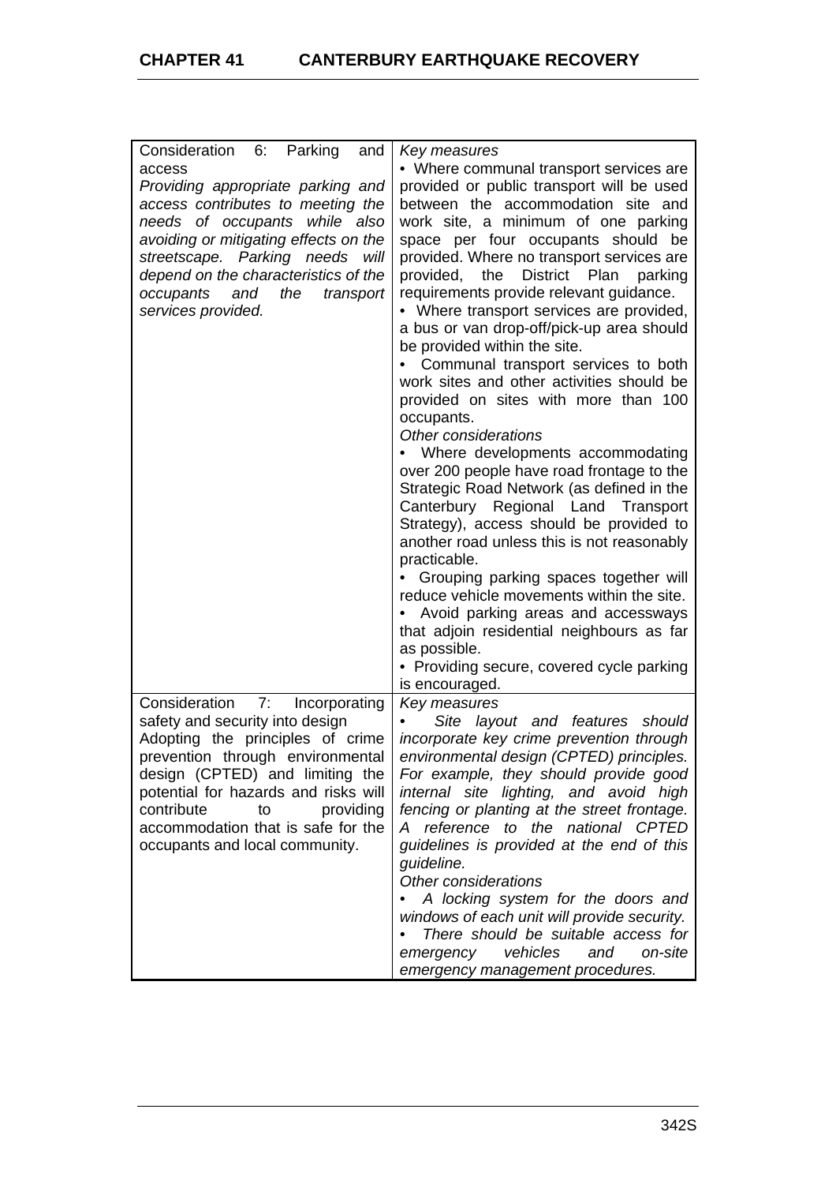| Consideration 6: Parking and access<br>*Providing appropriate parking and access contributes to meeting the needs of occupants while also avoiding or mitigating effects on the streetscape. Parking needs will depend on the characteristics of the occupants and the transport services provided.* | *Key measures*<br>• Where communal transport services are provided or public transport will be used between the accommodation site and work site, a minimum of one parking space per four occupants should be provided. Where no transport services are provided, the District Plan parking requirements provide relevant guidance.<br>• Where transport services are provided, a bus or van drop-off/pick-up area should be provided within the site.<br>• Communal transport services to both work sites and other activities should be provided on sites with more than 100 occupants.<br>*Other considerations*<br>• Where developments accommodating over 200 people have road frontage to the Strategic Road Network (as defined in the Canterbury Regional Land Transport Strategy), access should be provided to another road unless this is not reasonably practicable.<br>• Grouping parking spaces together will reduce vehicle movements within the site.<br>• Avoid parking areas and accessways that adjoin residential neighbours as far as possible.<br>• Providing secure, covered cycle parking is encouraged. |
|---|---|
| Consideration 7: Incorporating safety and security into design<br>Adopting the principles of crime prevention through environmental design (CPTED) and limiting the potential for hazards and risks will contribute to providing accommodation that is safe for the occupants and local community. | *Key measures*<br>• *Site layout and features should incorporate key crime prevention through environmental design (CPTED) principles. For example, they should provide good internal site lighting, and avoid high fencing or planting at the street frontage. A reference to the national CPTED guidelines is provided at the end of this guideline.*<br>*Other considerations*<br>• *A locking system for the doors and windows of each unit will provide security.*<br>• *There should be suitable access for emergency vehicles and on-site emergency management procedures.* |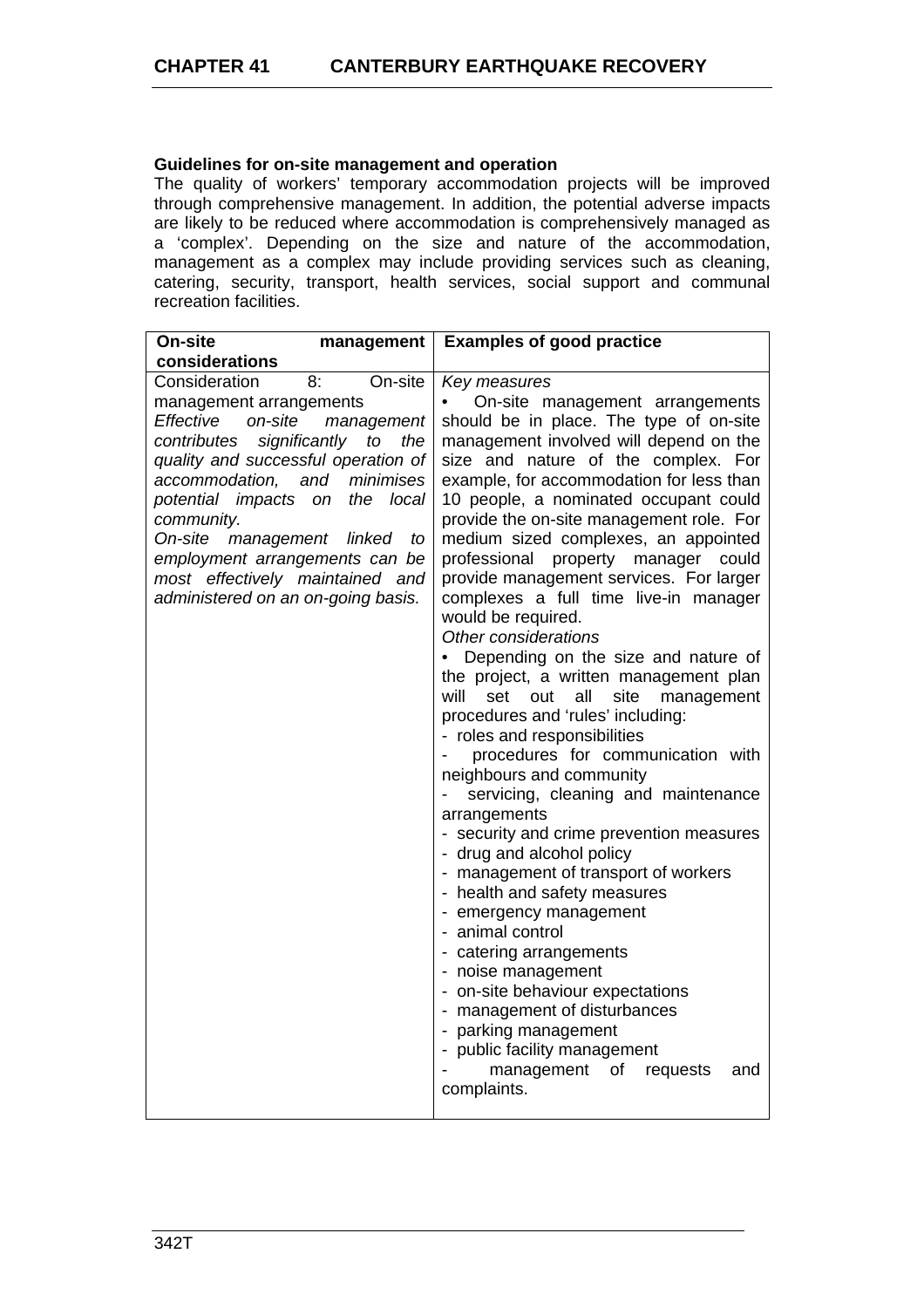**Guidelines for on-site management and operation**

The quality of workers' temporary accommodation projects will be improved through comprehensive management. In addition, the potential adverse impacts are likely to be reduced where accommodation is comprehensively managed as a 'complex'. Depending on the size and nature of the accommodation, management as a complex may include providing services such as cleaning, catering, security, transport, health services, social support and communal recreation facilities.

| On-site management considerations | Examples of good practice |
|---|---|
| Consideration 8: On-site management arrangements<br>*Effective on-site management contributes significantly to the quality and successful operation of accommodation, and minimises potential impacts on the local community.*<br>*On-site management linked to employment arrangements can be most effectively maintained and administered on an on-going basis.* | *Key measures*<br>• On-site management arrangements should be in place. The type of on-site management involved will depend on the size and nature of the complex. For example, for accommodation for less than 10 people, a nominated occupant could provide the on-site management role. For medium sized complexes, an appointed professional property manager could provide management services. For larger complexes a full time live-in manager would be required.<br>*Other considerations*<br>• Depending on the size and nature of the project, a written management plan will set out all site management procedures and 'rules' including:<br>- roles and responsibilities<br>- procedures for communication with neighbours and community<br>- servicing, cleaning and maintenance arrangements<br>- security and crime prevention measures<br>- drug and alcohol policy<br>- management of transport of workers<br>- health and safety measures<br>- emergency management<br>- animal control<br>- catering arrangements<br>- noise management<br>- on-site behaviour expectations<br>- management of disturbances<br>- parking management<br>- public facility management<br>- management of requests and complaints. |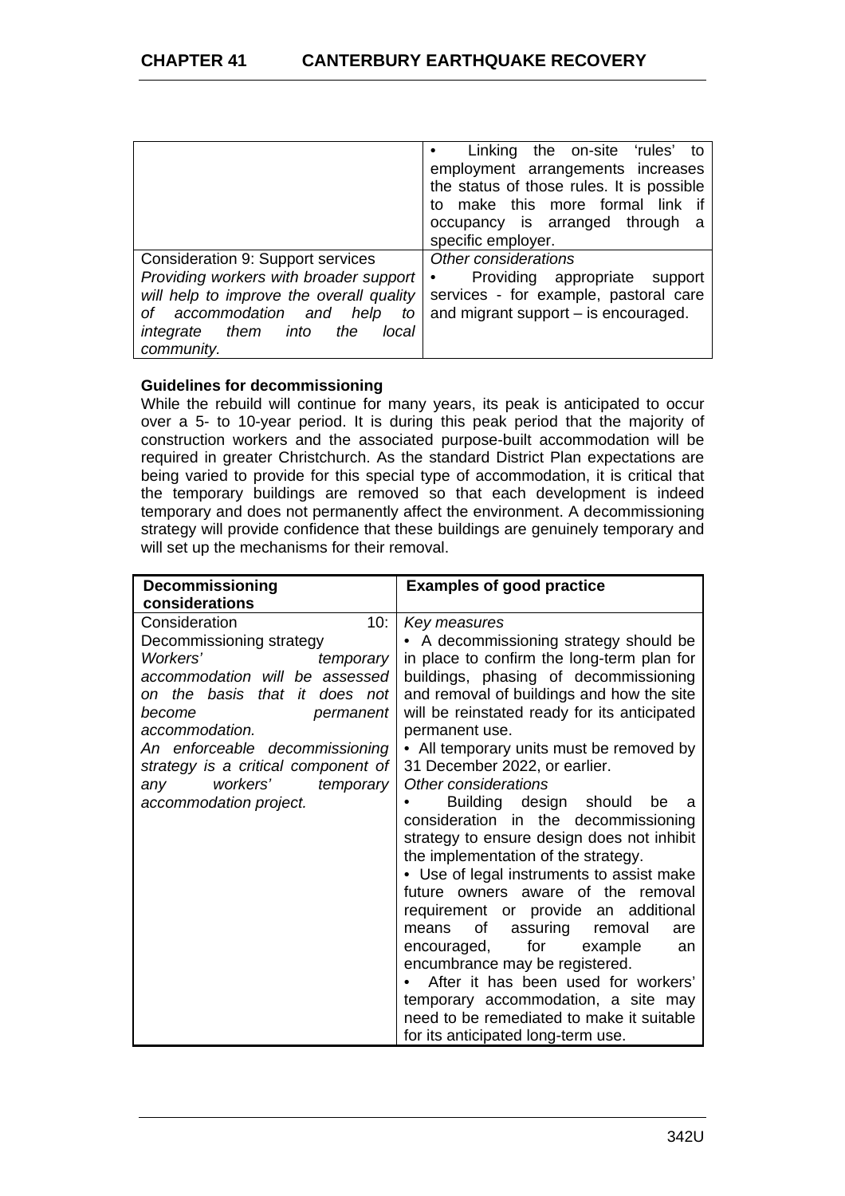| | |
|---|---|
| | • Linking the on-site 'rules' to employment arrangements increases the status of those rules. It is possible to make this more formal link if occupancy is arranged through a specific employer. |
| Consideration 9: Support services *Providing workers with broader support will help to improve the overall quality of accommodation and help to integrate them into the local community.* | *Other considerations* • Providing appropriate support services - for example, pastoral care and migrant support – is encouraged. |

**Guidelines for decommissioning**

While the rebuild will continue for many years, its peak is anticipated to occur over a 5- to 10-year period. It is during this peak period that the majority of construction workers and the associated purpose-built accommodation will be required in greater Christchurch. As the standard District Plan expectations are being varied to provide for this special type of accommodation, it is critical that the temporary buildings are removed so that each development is indeed temporary and does not permanently affect the environment. A decommissioning strategy will provide confidence that these buildings are genuinely temporary and will set up the mechanisms for their removal.

| **Decommissioning considerations** | **Examples of good practice** |
|---|---|
| Consideration 10: Decommissioning strategy *Workers' temporary accommodation will be assessed on the basis that it does not become permanent accommodation.* *An enforceable decommissioning strategy is a critical component of any workers' temporary accommodation project.* | *Key measures* • A decommissioning strategy should be in place to confirm the long-term plan for buildings, phasing of decommissioning and removal of buildings and how the site will be reinstated ready for its anticipated permanent use. • All temporary units must be removed by 31 December 2022, or earlier. *Other considerations* • Building design should be a consideration in the decommissioning strategy to ensure design does not inhibit the implementation of the strategy. • Use of legal instruments to assist make future owners aware of the removal requirement or provide an additional means of assuring removal are encouraged, for example an encumbrance may be registered. • After it has been used for workers' temporary accommodation, a site may need to be remediated to make it suitable for its anticipated long-term use. |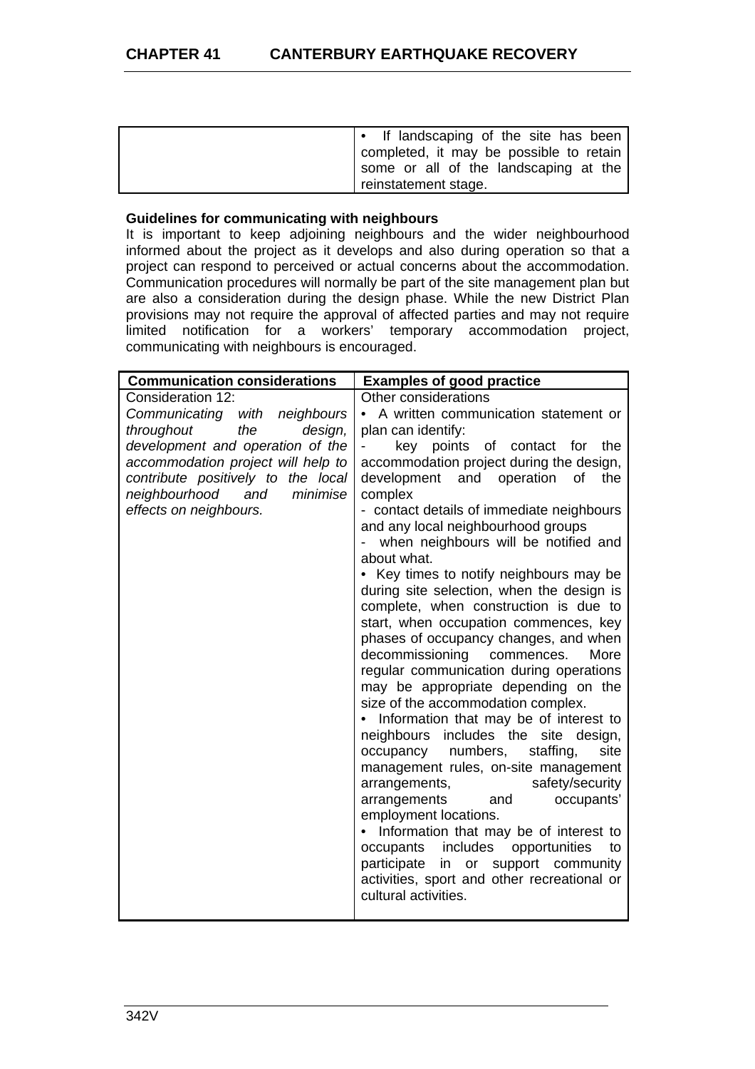| | |
|---|---|
| | • If landscaping of the site has been completed, it may be possible to retain some or all of the landscaping at the reinstatement stage. |

**Guidelines for communicating with neighbours**

It is important to keep adjoining neighbours and the wider neighbourhood informed about the project as it develops and also during operation so that a project can respond to perceived or actual concerns about the accommodation. Communication procedures will normally be part of the site management plan but are also a consideration during the design phase. While the new District Plan provisions may not require the approval of affected parties and may not require limited notification for a workers' temporary accommodation project, communicating with neighbours is encouraged.

| **Communication considerations** | **Examples of good practice** |
|---|---|
| Consideration 12:<br>*Communicating with neighbours throughout the design, development and operation of the accommodation project will help to contribute positively to the local neighbourhood and minimise effects on neighbours.* | Other considerations<br>• A written communication statement or plan can identify:<br>- key points of contact for the accommodation project during the design, development and operation of the complex<br>- contact details of immediate neighbours and any local neighbourhood groups<br>- when neighbours will be notified and about what.<br>• Key times to notify neighbours may be during site selection, when the design is complete, when construction is due to start, when occupation commences, key phases of occupancy changes, and when decommissioning commences. More regular communication during operations may be appropriate depending on the size of the accommodation complex.<br>• Information that may be of interest to neighbours includes the site design, occupancy numbers, staffing, site management rules, on-site management arrangements, safety/security arrangements and occupants' employment locations.<br>• Information that may be of interest to occupants includes opportunities to participate in or support community activities, sport and other recreational or cultural activities. |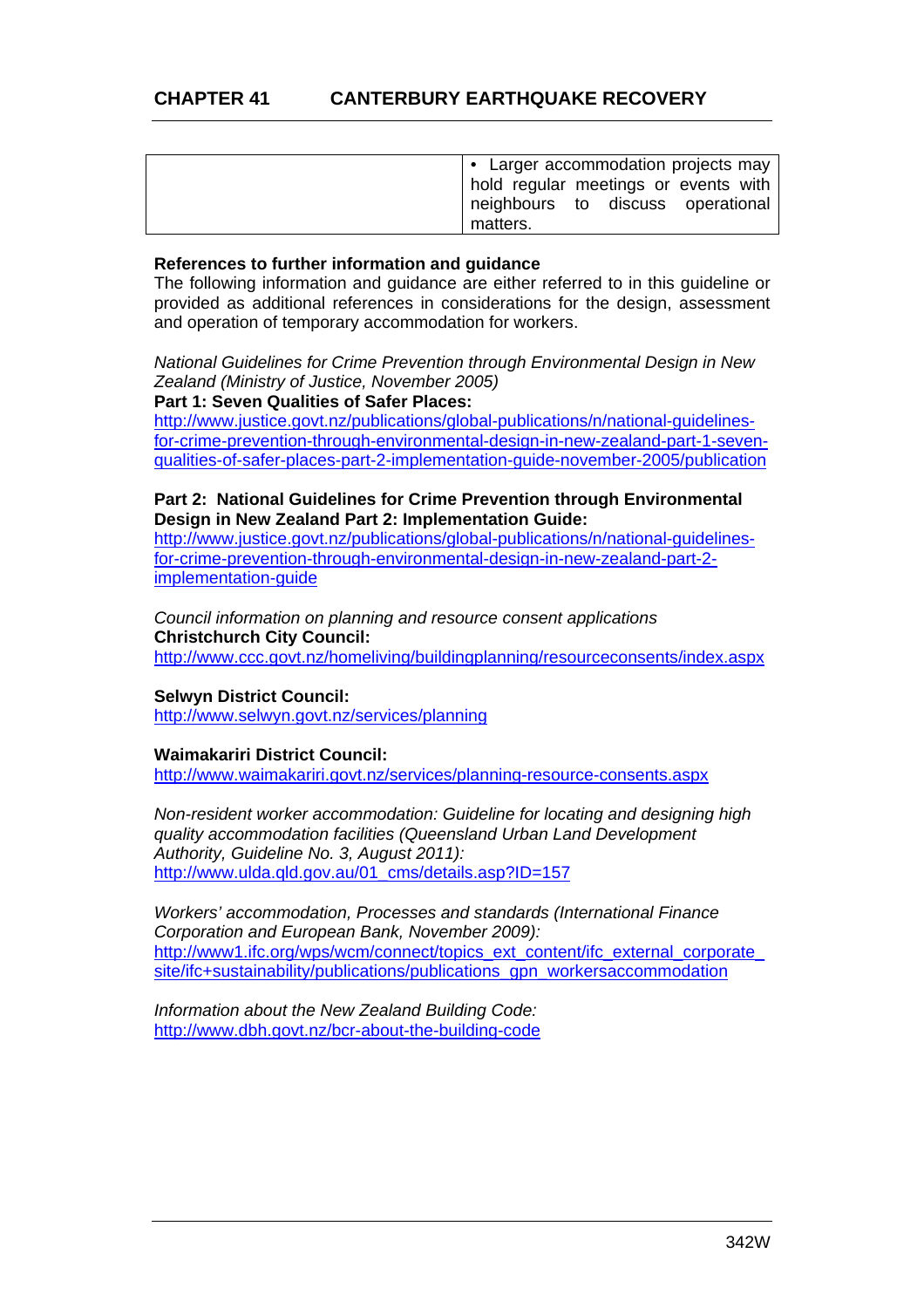| | • Larger accommodation projects may hold regular meetings or events with neighbours to discuss operational matters. |
|---|---|

**References to further information and guidance**

The following information and guidance are either referred to in this guideline or provided as additional references in considerations for the design, assessment and operation of temporary accommodation for workers.

*National Guidelines for Crime Prevention through Environmental Design in New Zealand (Ministry of Justice, November 2005)*

**Part 1: Seven Qualities of Safer Places:**

http://www.justice.govt.nz/publications/global-publications/n/national-guidelines-for-crime-prevention-through-environmental-design-in-new-zealand-part-1-seven-qualities-of-safer-places-part-2-implementation-guide-november-2005/publication

**Part 2: National Guidelines for Crime Prevention through Environmental Design in New Zealand Part 2: Implementation Guide:**

http://www.justice.govt.nz/publications/global-publications/n/national-guidelines-for-crime-prevention-through-environmental-design-in-new-zealand-part-2-implementation-guide

*Council information on planning and resource consent applications*

**Christchurch City Council:**

http://www.ccc.govt.nz/homeliving/buildingplanning/resourceconsents/index.aspx

**Selwyn District Council:**

http://www.selwyn.govt.nz/services/planning

**Waimakariri District Council:**

http://www.waimakariri.govt.nz/services/planning-resource-consents.aspx

*Non-resident worker accommodation: Guideline for locating and designing high quality accommodation facilities (Queensland Urban Land Development Authority, Guideline No. 3, August 2011):*

http://www.ulda.qld.gov.au/01_cms/details.asp?ID=157

*Workers' accommodation, Processes and standards (International Finance Corporation and European Bank, November 2009):*

http://www1.ifc.org/wps/wcm/connect/topics_ext_content/ifc_external_corporate_site/ifc+sustainability/publications/publications_gpn_workersaccommodation

*Information about the New Zealand Building Code:*

http://www.dbh.govt.nz/bcr-about-the-building-code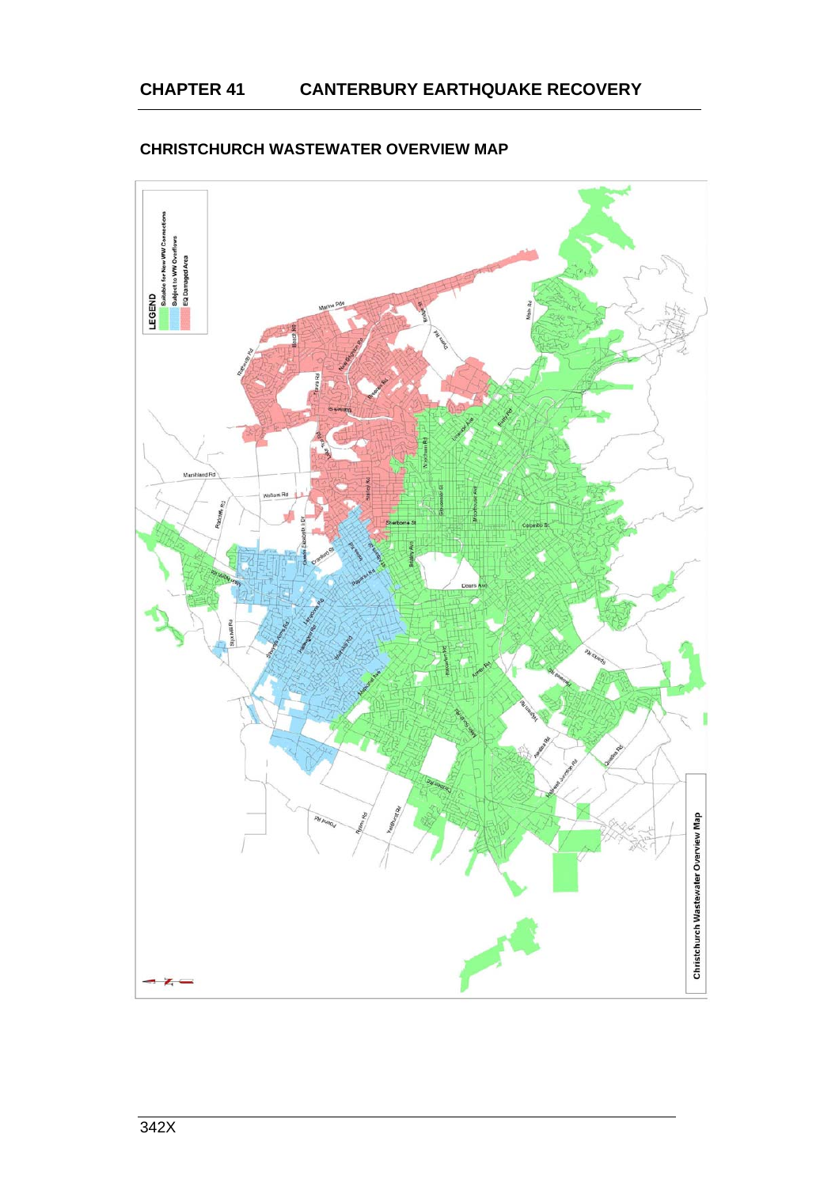# CHAPTER 41 CANTERBURY EARTHQUAKE RECOVERY

## CHRISTCHURCH WASTEWATER OVERVIEW MAP

LEGEND

Suitable for New WW Connections

Subject to WW Overflows

EQ Damaged Area

Christchurch Wastewater Overview Map